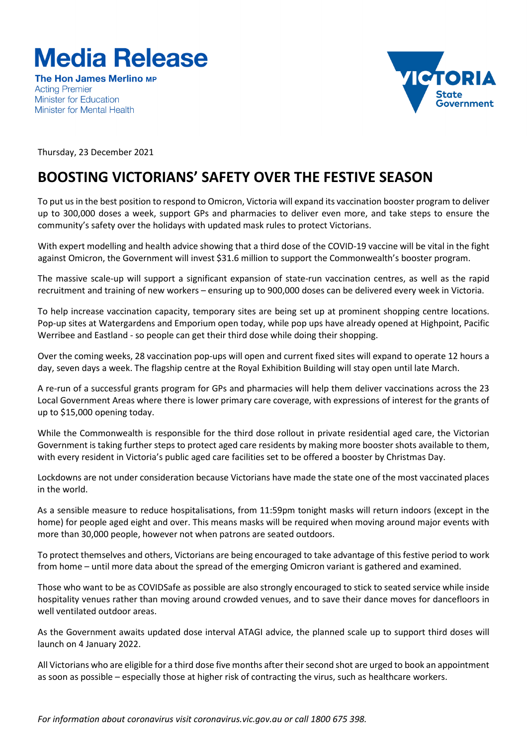# Media Release

**The Hon James Merlino MP**
Acting Premier
Minister for Education
Minister for Mental Health

Thursday, 23 December 2021

## BOOSTING VICTORIANS' SAFETY OVER THE FESTIVE SEASON

To put us in the best position to respond to Omicron, Victoria will expand its vaccination booster program to deliver up to 300,000 doses a week, support GPs and pharmacies to deliver even more, and take steps to ensure the community's safety over the holidays with updated mask rules to protect Victorians.

With expert modelling and health advice showing that a third dose of the COVID-19 vaccine will be vital in the fight against Omicron, the Government will invest $31.6 million to support the Commonwealth's booster program.

The massive scale-up will support a significant expansion of state-run vaccination centres, as well as the rapid recruitment and training of new workers – ensuring up to 900,000 doses can be delivered every week in Victoria.

To help increase vaccination capacity, temporary sites are being set up at prominent shopping centre locations. Pop-up sites at Watergardens and Emporium open today, while pop ups have already opened at Highpoint, Pacific Werribee and Eastland - so people can get their third dose while doing their shopping.

Over the coming weeks, 28 vaccination pop-ups will open and current fixed sites will expand to operate 12 hours a day, seven days a week. The flagship centre at the Royal Exhibition Building will stay open until late March.

A re-run of a successful grants program for GPs and pharmacies will help them deliver vaccinations across the 23 Local Government Areas where there is lower primary care coverage, with expressions of interest for the grants of up to $15,000 opening today.

While the Commonwealth is responsible for the third dose rollout in private residential aged care, the Victorian Government is taking further steps to protect aged care residents by making more booster shots available to them, with every resident in Victoria's public aged care facilities set to be offered a booster by Christmas Day.

Lockdowns are not under consideration because Victorians have made the state one of the most vaccinated places in the world.

As a sensible measure to reduce hospitalisations, from 11:59pm tonight masks will return indoors (except in the home) for people aged eight and over. This means masks will be required when moving around major events with more than 30,000 people, however not when patrons are seated outdoors.

To protect themselves and others, Victorians are being encouraged to take advantage of this festive period to work from home – until more data about the spread of the emerging Omicron variant is gathered and examined.

Those who want to be as COVIDSafe as possible are also strongly encouraged to stick to seated service while inside hospitality venues rather than moving around crowded venues, and to save their dance moves for dancefloors in well ventilated outdoor areas.

As the Government awaits updated dose interval ATAGI advice, the planned scale up to support third doses will launch on 4 January 2022.

All Victorians who are eligible for a third dose five months after their second shot are urged to book an appointment as soon as possible – especially those at higher risk of contracting the virus, such as healthcare workers.

*For information about coronavirus visit coronavirus.vic.gov.au or call 1800 675 398.*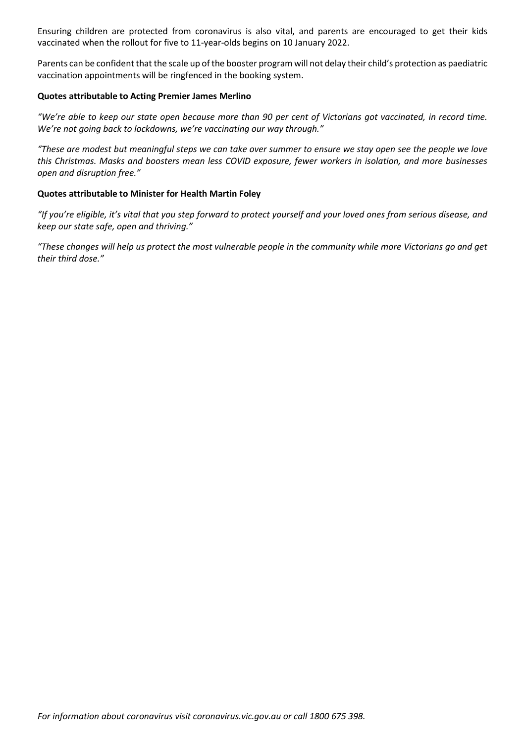Ensuring children are protected from coronavirus is also vital, and parents are encouraged to get their kids vaccinated when the rollout for five to 11-year-olds begins on 10 January 2022.

Parents can be confident that the scale up of the booster program will not delay their child's protection as paediatric vaccination appointments will be ringfenced in the booking system.

**Quotes attributable to Acting Premier James Merlino**

*"We're able to keep our state open because more than 90 per cent of Victorians got vaccinated, in record time. We're not going back to lockdowns, we're vaccinating our way through."*

*"These are modest but meaningful steps we can take over summer to ensure we stay open see the people we love this Christmas. Masks and boosters mean less COVID exposure, fewer workers in isolation, and more businesses open and disruption free."*

**Quotes attributable to Minister for Health Martin Foley**

*"If you're eligible, it's vital that you step forward to protect yourself and your loved ones from serious disease, and keep our state safe, open and thriving."*

*"These changes will help us protect the most vulnerable people in the community while more Victorians go and get their third dose."*

*For information about coronavirus visit coronavirus.vic.gov.au or call 1800 675 398.*